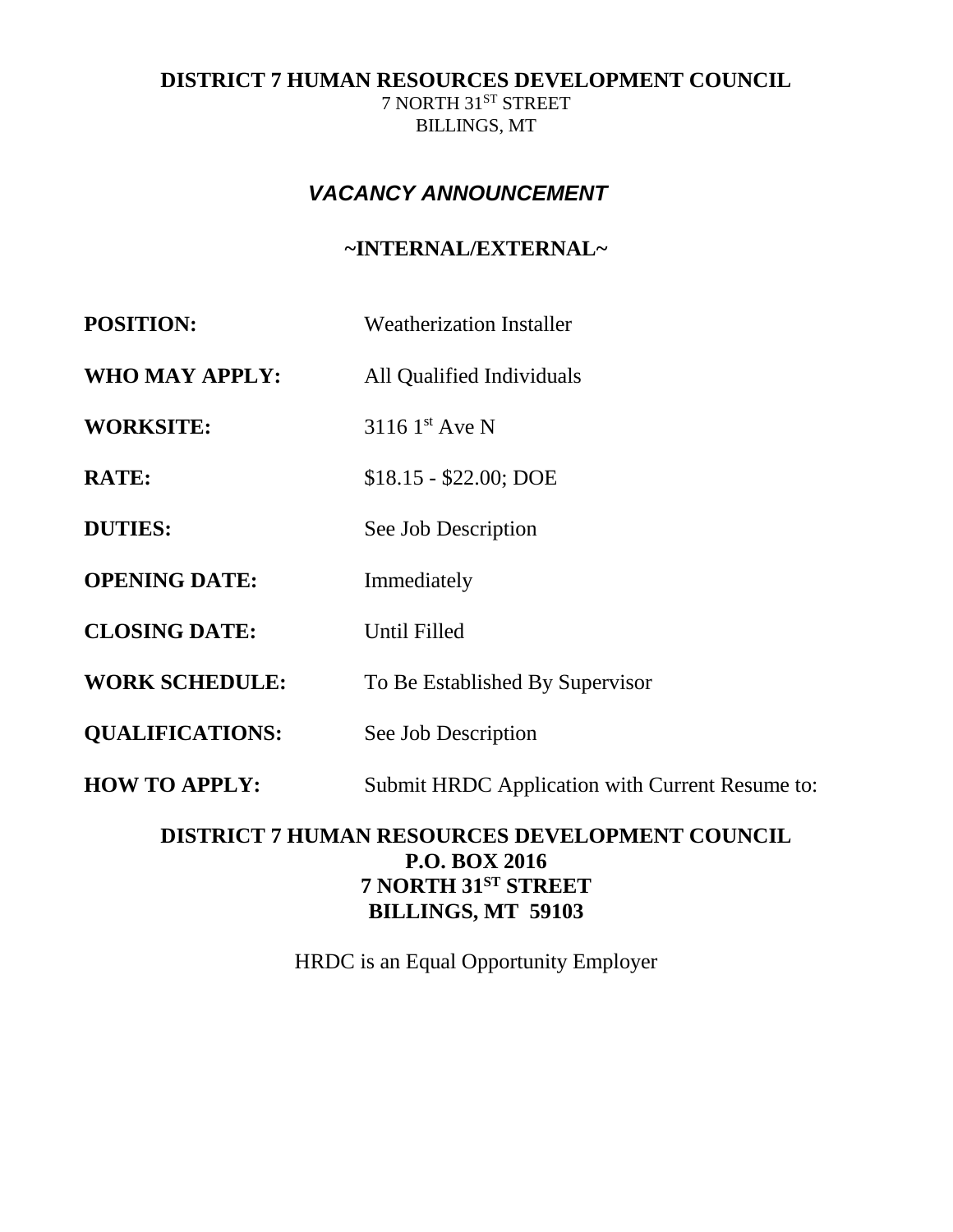**DISTRICT 7 HUMAN RESOURCES DEVELOPMENT COUNCIL**
7 NORTH 31ST STREET
BILLINGS, MT

# ***VACANCY ANNOUNCEMENT***

**~INTERNAL/EXTERNAL~**

**POSITION:** Weatherization Installer

**WHO MAY APPLY:** All Qualified Individuals

**WORKSITE:** 3116 1st Ave N

**RATE:** $18.15 - $22.00; DOE

**DUTIES:** See Job Description

**OPENING DATE:** Immediately

**CLOSING DATE:** Until Filled

**WORK SCHEDULE:** To Be Established By Supervisor

**QUALIFICATIONS:** See Job Description

**HOW TO APPLY:** Submit HRDC Application with Current Resume to:

**DISTRICT 7 HUMAN RESOURCES DEVELOPMENT COUNCIL**
**P.O. BOX 2016**
**7 NORTH 31ST STREET**
**BILLINGS, MT 59103**

HRDC is an Equal Opportunity Employer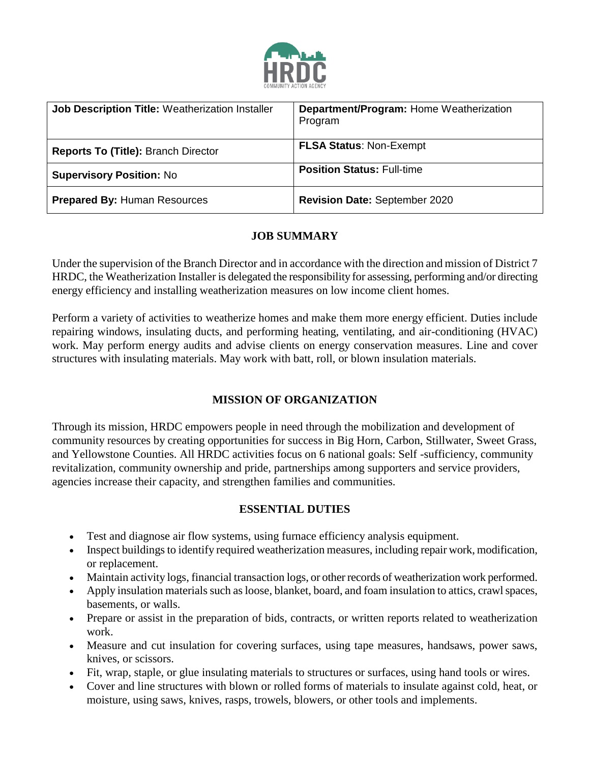| **Job Description Title:** Weatherization Installer | **Department/Program:** Home Weatherization Program |
| --- | --- |
| **Reports To (Title):** Branch Director | **FLSA Status**: Non-Exempt |
| **Supervisory Position:** No | **Position Status:** Full-time |
| **Prepared By:** Human Resources | **Revision Date:** September 2020 |

## JOB SUMMARY

Under the supervision of the Branch Director and in accordance with the direction and mission of District 7 HRDC, the Weatherization Installer is delegated the responsibility for assessing, performing and/or directing energy efficiency and installing weatherization measures on low income client homes.

Perform a variety of activities to weatherize homes and make them more energy efficient. Duties include repairing windows, insulating ducts, and performing heating, ventilating, and air-conditioning (HVAC) work. May perform energy audits and advise clients on energy conservation measures. Line and cover structures with insulating materials. May work with batt, roll, or blown insulation materials.

## MISSION OF ORGANIZATION

Through its mission, HRDC empowers people in need through the mobilization and development of community resources by creating opportunities for success in Big Horn, Carbon, Stillwater, Sweet Grass, and Yellowstone Counties. All HRDC activities focus on 6 national goals: Self -sufficiency, community revitalization, community ownership and pride, partnerships among supporters and service providers, agencies increase their capacity, and strengthen families and communities.

## ESSENTIAL DUTIES

- Test and diagnose air flow systems, using furnace efficiency analysis equipment.
- Inspect buildings to identify required weatherization measures, including repair work, modification, or replacement.
- Maintain activity logs, financial transaction logs, or other records of weatherization work performed.
- Apply insulation materials such as loose, blanket, board, and foam insulation to attics, crawl spaces, basements, or walls.
- Prepare or assist in the preparation of bids, contracts, or written reports related to weatherization work.
- Measure and cut insulation for covering surfaces, using tape measures, handsaws, power saws, knives, or scissors.
- Fit, wrap, staple, or glue insulating materials to structures or surfaces, using hand tools or wires.
- Cover and line structures with blown or rolled forms of materials to insulate against cold, heat, or moisture, using saws, knives, rasps, trowels, blowers, or other tools and implements.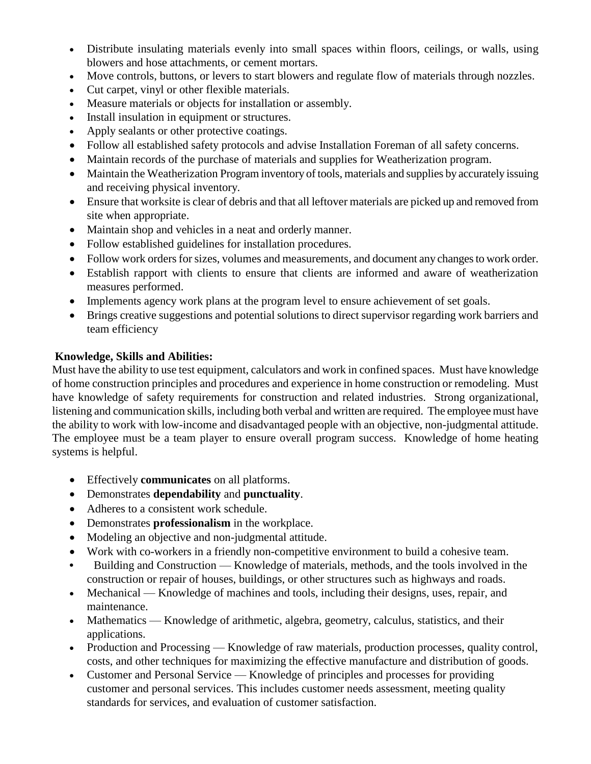- Distribute insulating materials evenly into small spaces within floors, ceilings, or walls, using blowers and hose attachments, or cement mortars.
- Move controls, buttons, or levers to start blowers and regulate flow of materials through nozzles.
- Cut carpet, vinyl or other flexible materials.
- Measure materials or objects for installation or assembly.
- Install insulation in equipment or structures.
- Apply sealants or other protective coatings.
- Follow all established safety protocols and advise Installation Foreman of all safety concerns.
- Maintain records of the purchase of materials and supplies for Weatherization program.
- Maintain the Weatherization Program inventory of tools, materials and supplies by accurately issuing and receiving physical inventory.
- Ensure that worksite is clear of debris and that all leftover materials are picked up and removed from site when appropriate.
- Maintain shop and vehicles in a neat and orderly manner.
- Follow established guidelines for installation procedures.
- Follow work orders for sizes, volumes and measurements, and document any changes to work order.
- Establish rapport with clients to ensure that clients are informed and aware of weatherization measures performed.
- Implements agency work plans at the program level to ensure achievement of set goals.
- Brings creative suggestions and potential solutions to direct supervisor regarding work barriers and team efficiency

**Knowledge, Skills and Abilities:**

Must have the ability to use test equipment, calculators and work in confined spaces. Must have knowledge of home construction principles and procedures and experience in home construction or remodeling. Must have knowledge of safety requirements for construction and related industries. Strong organizational, listening and communication skills, including both verbal and written are required. The employee must have the ability to work with low-income and disadvantaged people with an objective, non-judgmental attitude. The employee must be a team player to ensure overall program success. Knowledge of home heating systems is helpful.

- Effectively **communicates** on all platforms.
- Demonstrates **dependability** and **punctuality**.
- Adheres to a consistent work schedule.
- Demonstrates **professionalism** in the workplace.
- Modeling an objective and non-judgmental attitude.
- Work with co-workers in a friendly non-competitive environment to build a cohesive team.
- Building and Construction — Knowledge of materials, methods, and the tools involved in the construction or repair of houses, buildings, or other structures such as highways and roads.
- Mechanical — Knowledge of machines and tools, including their designs, uses, repair, and maintenance.
- Mathematics — Knowledge of arithmetic, algebra, geometry, calculus, statistics, and their applications.
- Production and Processing — Knowledge of raw materials, production processes, quality control, costs, and other techniques for maximizing the effective manufacture and distribution of goods.
- Customer and Personal Service — Knowledge of principles and processes for providing customer and personal services. This includes customer needs assessment, meeting quality standards for services, and evaluation of customer satisfaction.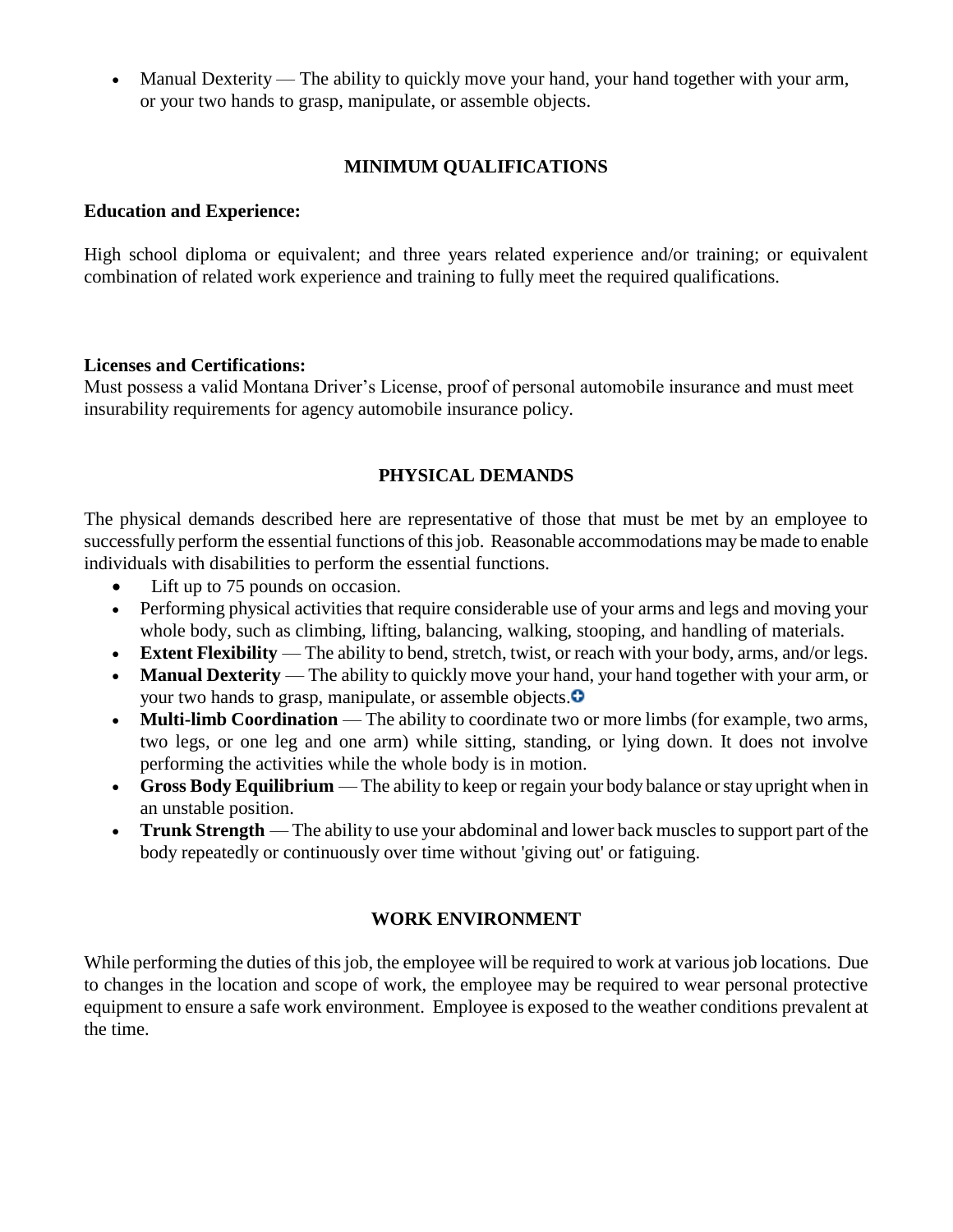- Manual Dexterity — The ability to quickly move your hand, your hand together with your arm, or your two hands to grasp, manipulate, or assemble objects.

## MINIMUM QUALIFICATIONS

**Education and Experience:**

High school diploma or equivalent; and three years related experience and/or training; or equivalent combination of related work experience and training to fully meet the required qualifications.

**Licenses and Certifications:**
Must possess a valid Montana Driver's License, proof of personal automobile insurance and must meet insurability requirements for agency automobile insurance policy.

## PHYSICAL DEMANDS

The physical demands described here are representative of those that must be met by an employee to successfully perform the essential functions of this job. Reasonable accommodations may be made to enable individuals with disabilities to perform the essential functions.

- Lift up to 75 pounds on occasion.
- Performing physical activities that require considerable use of your arms and legs and moving your whole body, such as climbing, lifting, balancing, walking, stooping, and handling of materials.
- **Extent Flexibility** — The ability to bend, stretch, twist, or reach with your body, arms, and/or legs.
- **Manual Dexterity** — The ability to quickly move your hand, your hand together with your arm, or your two hands to grasp, manipulate, or assemble objects.
- **Multi-limb Coordination** — The ability to coordinate two or more limbs (for example, two arms, two legs, or one leg and one arm) while sitting, standing, or lying down. It does not involve performing the activities while the whole body is in motion.
- **Gross Body Equilibrium** — The ability to keep or regain your body balance or stay upright when in an unstable position.
- **Trunk Strength** — The ability to use your abdominal and lower back muscles to support part of the body repeatedly or continuously over time without 'giving out' or fatiguing.

## WORK ENVIRONMENT

While performing the duties of this job, the employee will be required to work at various job locations. Due to changes in the location and scope of work, the employee may be required to wear personal protective equipment to ensure a safe work environment. Employee is exposed to the weather conditions prevalent at the time.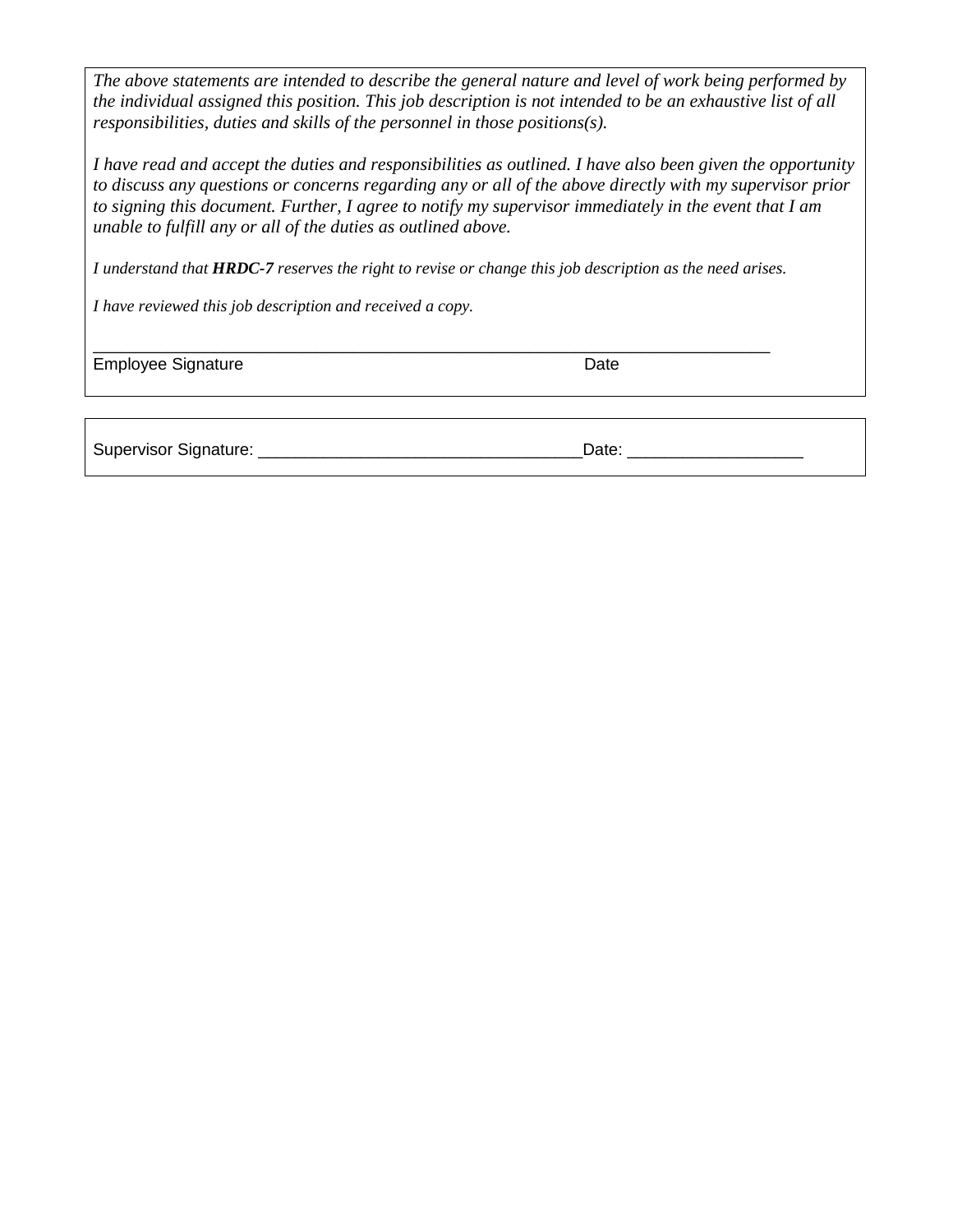*The above statements are intended to describe the general nature and level of work being performed by the individual assigned this position. This job description is not intended to be an exhaustive list of all responsibilities, duties and skills of the personnel in those positions(s).*

*I have read and accept the duties and responsibilities as outlined. I have also been given the opportunity to discuss any questions or concerns regarding any or all of the above directly with my supervisor prior to signing this document. Further, I agree to notify my supervisor immediately in the event that I am unable to fulfill any or all of the duties as outlined above.*

*I understand that **HRDC-7** reserves the right to revise or change this job description as the need arises.*

*I have reviewed this job description and received a copy.*

\_\_\_\_\_\_\_\_\_\_\_\_\_\_\_\_\_\_\_\_\_\_\_\_\_\_\_\_\_\_\_\_\_\_\_\_\_\_\_\_\_\_\_\_\_\_\_\_\_\_\_\_\_\_\_\_\_\_\_\_\_\_\_\_\_\_\_\_\_\_\_\_

Employee Signature Date

Supervisor Signature: \_\_\_\_\_\_\_\_\_\_\_\_\_\_\_\_\_\_\_\_\_\_\_\_\_\_\_\_\_\_\_\_\_\_\_\_Date: \_\_\_\_\_\_\_\_\_\_\_\_\_\_\_\_\_\_\_